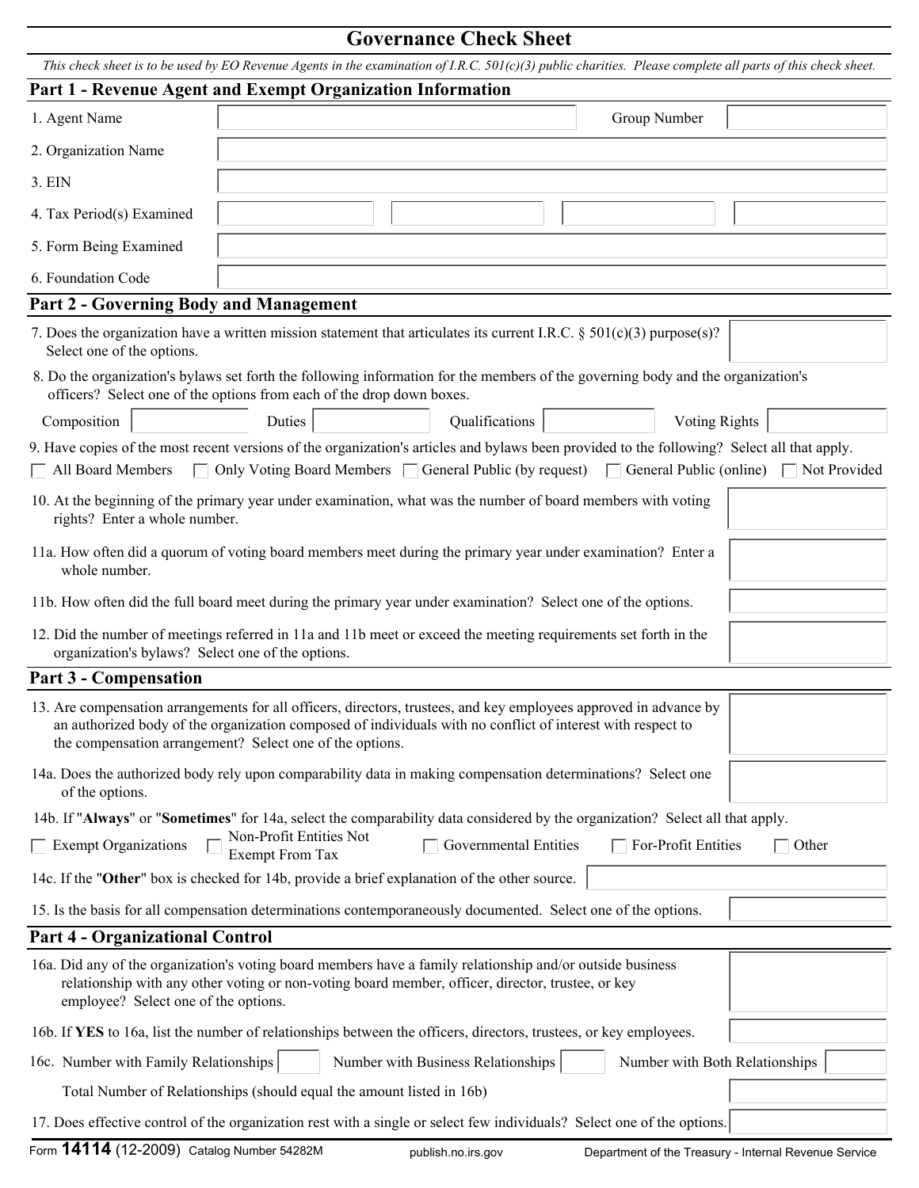# Governance Check Sheet

*This check sheet is to be used by EO Revenue Agents in the examination of I.R.C. 501(c)(3) public charities. Please complete all parts of this check sheet.*

## Part 1 - Revenue Agent and Exempt Organization Information

1. Agent Name ____________ Group Number ____________

2. Organization Name ____________

3. EIN ____________

4. Tax Period(s) Examined ____________ ____________ ____________ ____________

5. Form Being Examined ____________

6. Foundation Code ____________

## Part 2 - Governing Body and Management

7. Does the organization have a written mission statement that articulates its current I.R.C. § 501(c)(3) purpose(s)? Select one of the options. ____________

8. Do the organization's bylaws set forth the following information for the members of the governing body and the organization's officers? Select one of the options from each of the drop down boxes.

   Composition ____________ Duties ____________ Qualifications ____________ Voting Rights ____________

9. Have copies of the most recent versions of the organization's articles and bylaws been provided to the following? Select all that apply.

   ☐ All Board Members ☐ Only Voting Board Members ☐ General Public (by request) ☐ General Public (online) ☐ Not Provided

10. At the beginning of the primary year under examination, what was the number of board members with voting rights? Enter a whole number. ____________

11a. How often did a quorum of voting board members meet during the primary year under examination? Enter a whole number. ____________

11b. How often did the full board meet during the primary year under examination? Select one of the options. ____________

12. Did the number of meetings referred in 11a and 11b meet or exceed the meeting requirements set forth in the organization's bylaws? Select one of the options. ____________

## Part 3 - Compensation

13. Are compensation arrangements for all officers, directors, trustees, and key employees approved in advance by an authorized body of the organization composed of individuals with no conflict of interest with respect to the compensation arrangement? Select one of the options. ____________

14a. Does the authorized body rely upon comparability data in making compensation determinations? Select one of the options. ____________

14b. If "**Always**" or "**Sometimes**" for 14a, select the comparability data considered by the organization? Select all that apply.

   ☐ Exempt Organizations ☐ Non-Profit Entities Not Exempt From Tax ☐ Governmental Entities ☐ For-Profit Entities ☐ Other

14c. If the "**Other**" box is checked for 14b, provide a brief explanation of the other source. ____________

15. Is the basis for all compensation determinations contemporaneously documented. Select one of the options. ____________

## Part 4 - Organizational Control

16a. Did any of the organization's voting board members have a family relationship and/or outside business relationship with any other voting or non-voting board member, officer, director, trustee, or key employee? Select one of the options. ____________

16b. If **YES** to 16a, list the number of relationships between the officers, directors, trustees, or key employees. ____________

16c. Number with Family Relationships ______ Number with Business Relationships ______ Number with Both Relationships ______

   Total Number of Relationships (should equal the amount listed in 16b) ____________

17. Does effective control of the organization rest with a single or select few individuals? Select one of the options. ____________

Form **14114** (12-2009) Catalog Number 54282M publish.no.irs.gov Department of the Treasury - Internal Revenue Service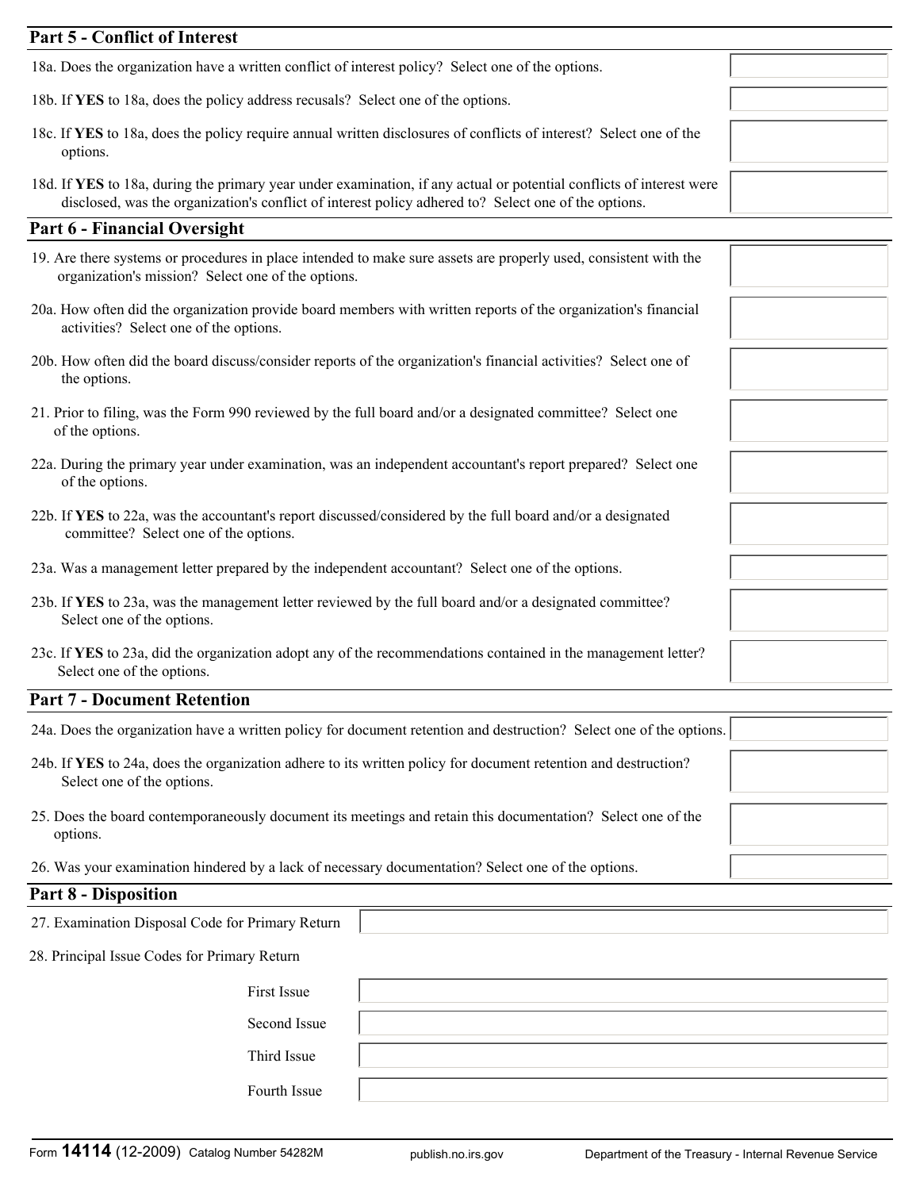## Part 5 - Conflict of Interest

18a. Does the organization have a written conflict of interest policy? Select one of the options.

18b. If **YES** to 18a, does the policy address recusals? Select one of the options.

18c. If **YES** to 18a, does the policy require annual written disclosures of conflicts of interest? Select one of the options.

18d. If **YES** to 18a, during the primary year under examination, if any actual or potential conflicts of interest were disclosed, was the organization's conflict of interest policy adhered to? Select one of the options.

## Part 6 - Financial Oversight

19. Are there systems or procedures in place intended to make sure assets are properly used, consistent with the organization's mission? Select one of the options.

20a. How often did the organization provide board members with written reports of the organization's financial activities? Select one of the options.

20b. How often did the board discuss/consider reports of the organization's financial activities? Select one of the options.

21. Prior to filing, was the Form 990 reviewed by the full board and/or a designated committee? Select one of the options.

22a. During the primary year under examination, was an independent accountant's report prepared? Select one of the options.

22b. If **YES** to 22a, was the accountant's report discussed/considered by the full board and/or a designated committee? Select one of the options.

23a. Was a management letter prepared by the independent accountant? Select one of the options.

23b. If **YES** to 23a, was the management letter reviewed by the full board and/or a designated committee? Select one of the options.

23c. If **YES** to 23a, did the organization adopt any of the recommendations contained in the management letter? Select one of the options.

## Part 7 - Document Retention

24a. Does the organization have a written policy for document retention and destruction? Select one of the options.

24b. If **YES** to 24a, does the organization adhere to its written policy for document retention and destruction? Select one of the options.

25. Does the board contemporaneously document its meetings and retain this documentation? Select one of the options.

26. Was your examination hindered by a lack of necessary documentation? Select one of the options.

## Part 8 - Disposition

27. Examination Disposal Code for Primary Return

28. Principal Issue Codes for Primary Return

First Issue

Second Issue

Third Issue

Fourth Issue

Form **14114** (12-2009) Catalog Number 54282M publish.no.irs.gov Department of the Treasury - Internal Revenue Service